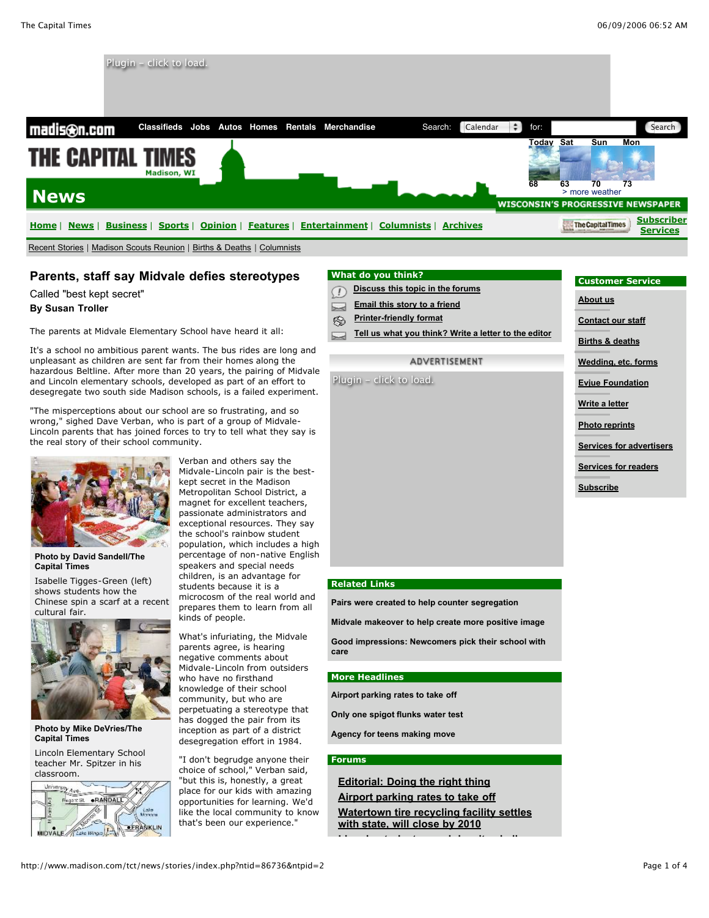# Parents, staff say Midvale defies stereotypes

Called "best kept secret"

**By Susan Troller**

The parents at Midvale Elementary School have heard it all:

It's a school no ambitious parent wants. The bus rides are long and unpleasant as children are sent far from their homes along the hazardous Beltline. After more than 20 years, the pairing of Midvale and Lincoln elementary schools, developed as part of an effort to desegregate two south side Madison schools, is a failed experiment.

"The misperceptions about our school are so frustrating, and so wrong," sighed Dave Verban, who is part of a group of Midvale-Lincoln parents that has joined forces to try to tell what they say is the real story of their school community.

**Photo by David Sandell/The Capital Times**

Isabelle Tigges-Green (left) shows students how the Chinese spin a scarf at a recent cultural fair.

**Photo by Mike DeVries/The Capital Times**

Lincoln Elementary School teacher Mr. Spitzer in his classroom.

Verban and others say the Midvale-Lincoln pair is the best-kept secret in the Madison Metropolitan School District, a magnet for excellent teachers, passionate administrators and exceptional resources. They say the school's rainbow student population, which includes a high percentage of non-native English speakers and special needs children, is an advantage for students because it is a microcosm of the real world and prepares them to learn from all kinds of people.

What's infuriating, the Midvale parents agree, is hearing negative comments about Midvale-Lincoln from outsiders who have no firsthand knowledge of their school community, but who are perpetuating a stereotype that has dogged the pair from its inception as part of a district desegregation effort in 1984.

"I don't begrudge anyone their choice of school," Verban said, "but this is, honestly, a great place for our kids with amazing opportunities for learning. We'd like the local community to know that's been our experience."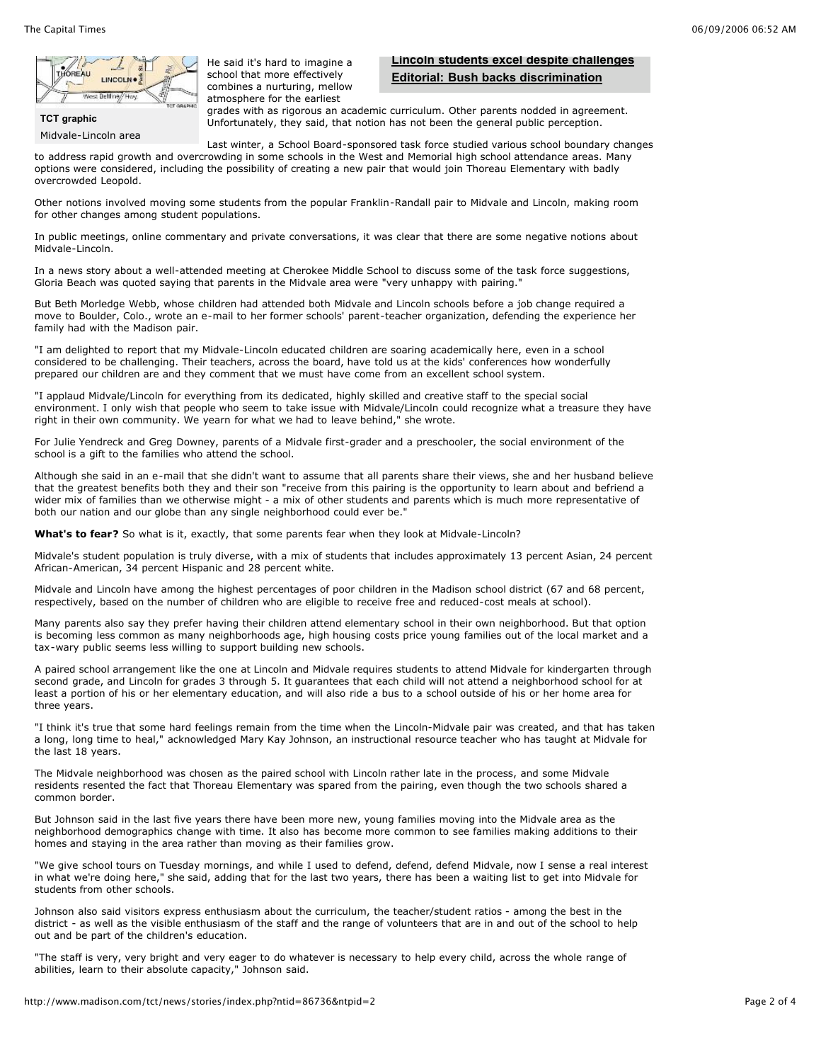TCT graphic

Midvale-Lincoln area

**Lincoln students excel despite challenges**

**Editorial: Bush backs discrimination**

He said it's hard to imagine a school that more effectively combines a nurturing, mellow atmosphere for the earliest grades with as rigorous an academic curriculum. Other parents nodded in agreement. Unfortunately, they said, that notion has not been the general public perception.

Last winter, a School Board-sponsored task force studied various school boundary changes to address rapid growth and overcrowding in some schools in the West and Memorial high school attendance areas. Many options were considered, including the possibility of creating a new pair that would join Thoreau Elementary with badly overcrowded Leopold.

Other notions involved moving some students from the popular Franklin-Randall pair to Midvale and Lincoln, making room for other changes among student populations.

In public meetings, online commentary and private conversations, it was clear that there are some negative notions about Midvale-Lincoln.

In a news story about a well-attended meeting at Cherokee Middle School to discuss some of the task force suggestions, Gloria Beach was quoted saying that parents in the Midvale area were "very unhappy with pairing."

But Beth Morledge Webb, whose children had attended both Midvale and Lincoln schools before a job change required a move to Boulder, Colo., wrote an e-mail to her former schools' parent-teacher organization, defending the experience her family had with the Madison pair.

"I am delighted to report that my Midvale-Lincoln educated children are soaring academically here, even in a school considered to be challenging. Their teachers, across the board, have told us at the kids' conferences how wonderfully prepared our children are and they comment that we must have come from an excellent school system.

"I applaud Midvale/Lincoln for everything from its dedicated, highly skilled and creative staff to the special social environment. I only wish that people who seem to take issue with Midvale/Lincoln could recognize what a treasure they have right in their own community. We yearn for what we had to leave behind," she wrote.

For Julie Yendreck and Greg Downey, parents of a Midvale first-grader and a preschooler, the social environment of the school is a gift to the families who attend the school.

Although she said in an e-mail that she didn't want to assume that all parents share their views, she and her husband believe that the greatest benefits both they and their son "receive from this pairing is the opportunity to learn about and befriend a wider mix of families than we otherwise might - a mix of other students and parents which is much more representative of both our nation and our globe than any single neighborhood could ever be."

**What's to fear?** So what is it, exactly, that some parents fear when they look at Midvale-Lincoln?

Midvale's student population is truly diverse, with a mix of students that includes approximately 13 percent Asian, 24 percent African-American, 34 percent Hispanic and 28 percent white.

Midvale and Lincoln have among the highest percentages of poor children in the Madison school district (67 and 68 percent, respectively, based on the number of children who are eligible to receive free and reduced-cost meals at school).

Many parents also say they prefer having their children attend elementary school in their own neighborhood. But that option is becoming less common as many neighborhoods age, high housing costs price young families out of the local market and a tax-wary public seems less willing to support building new schools.

A paired school arrangement like the one at Lincoln and Midvale requires students to attend Midvale for kindergarten through second grade, and Lincoln for grades 3 through 5. It guarantees that each child will not attend a neighborhood school for at least a portion of his or her elementary education, and will also ride a bus to a school outside of his or her home area for three years.

"I think it's true that some hard feelings remain from the time when the Lincoln-Midvale pair was created, and that has taken a long, long time to heal," acknowledged Mary Kay Johnson, an instructional resource teacher who has taught at Midvale for the last 18 years.

The Midvale neighborhood was chosen as the paired school with Lincoln rather late in the process, and some Midvale residents resented the fact that Thoreau Elementary was spared from the pairing, even though the two schools shared a common border.

But Johnson said in the last five years there have been more new, young families moving into the Midvale area as the neighborhood demographics change with time. It also has become more common to see families making additions to their homes and staying in the area rather than moving as their families grow.

"We give school tours on Tuesday mornings, and while I used to defend, defend, defend Midvale, now I sense a real interest in what we're doing here," she said, adding that for the last two years, there has been a waiting list to get into Midvale for students from other schools.

Johnson also said visitors express enthusiasm about the curriculum, the teacher/student ratios - among the best in the district - as well as the visible enthusiasm of the staff and the range of volunteers that are in and out of the school to help out and be part of the children's education.

"The staff is very, very bright and very eager to do whatever is necessary to help every child, across the whole range of abilities, learn to their absolute capacity," Johnson said.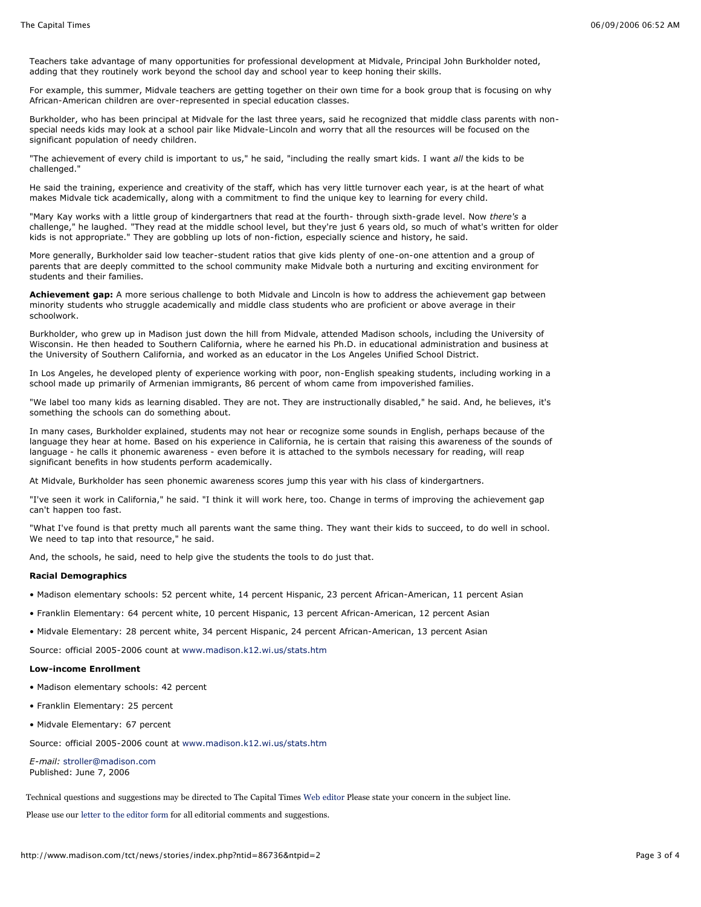Teachers take advantage of many opportunities for professional development at Midvale, Principal John Burkholder noted, adding that they routinely work beyond the school day and school year to keep honing their skills.

For example, this summer, Midvale teachers are getting together on their own time for a book group that is focusing on why African-American children are over-represented in special education classes.

Burkholder, who has been principal at Midvale for the last three years, said he recognized that middle class parents with non-special needs kids may look at a school pair like Midvale-Lincoln and worry that all the resources will be focused on the significant population of needy children.

"The achievement of every child is important to us," he said, "including the really smart kids. I want *all* the kids to be challenged."

He said the training, experience and creativity of the staff, which has very little turnover each year, is at the heart of what makes Midvale tick academically, along with a commitment to find the unique key to learning for every child.

"Mary Kay works with a little group of kindergartners that read at the fourth- through sixth-grade level. Now *there's* a challenge," he laughed. "They read at the middle school level, but they're just 6 years old, so much of what's written for older kids is not appropriate." They are gobbling up lots of non-fiction, especially science and history, he said.

More generally, Burkholder said low teacher-student ratios that give kids plenty of one-on-one attention and a group of parents that are deeply committed to the school community make Midvale both a nurturing and exciting environment for students and their families.

**Achievement gap:** A more serious challenge to both Midvale and Lincoln is how to address the achievement gap between minority students who struggle academically and middle class students who are proficient or above average in their schoolwork.

Burkholder, who grew up in Madison just down the hill from Midvale, attended Madison schools, including the University of Wisconsin. He then headed to Southern California, where he earned his Ph.D. in educational administration and business at the University of Southern California, and worked as an educator in the Los Angeles Unified School District.

In Los Angeles, he developed plenty of experience working with poor, non-English speaking students, including working in a school made up primarily of Armenian immigrants, 86 percent of whom came from impoverished families.

"We label too many kids as learning disabled. They are not. They are instructionally disabled," he said. And, he believes, it's something the schools can do something about.

In many cases, Burkholder explained, students may not hear or recognize some sounds in English, perhaps because of the language they hear at home. Based on his experience in California, he is certain that raising this awareness of the sounds of language - he calls it phonemic awareness - even before it is attached to the symbols necessary for reading, will reap significant benefits in how students perform academically.

At Midvale, Burkholder has seen phonemic awareness scores jump this year with his class of kindergartners.

"I've seen it work in California," he said. "I think it will work here, too. Change in terms of improving the achievement gap can't happen too fast.

"What I've found is that pretty much all parents want the same thing. They want their kids to succeed, to do well in school. We need to tap into that resource," he said.

And, the schools, he said, need to help give the students the tools to do just that.

**Racial Demographics**

- Madison elementary schools: 52 percent white, 14 percent Hispanic, 23 percent African-American, 11 percent Asian
- Franklin Elementary: 64 percent white, 10 percent Hispanic, 13 percent African-American, 12 percent Asian
- Midvale Elementary: 28 percent white, 34 percent Hispanic, 24 percent African-American, 13 percent Asian

Source: official 2005-2006 count at www.madison.k12.wi.us/stats.htm

**Low-income Enrollment**

- Madison elementary schools: 42 percent
- Franklin Elementary: 25 percent
- Midvale Elementary: 67 percent

Source: official 2005-2006 count at www.madison.k12.wi.us/stats.htm

*E-mail:* stroller@madison.com
Published: June 7, 2006

Technical questions and suggestions may be directed to The Capital Times Web editor Please state your concern in the subject line.

Please use our letter to the editor form for all editorial comments and suggestions.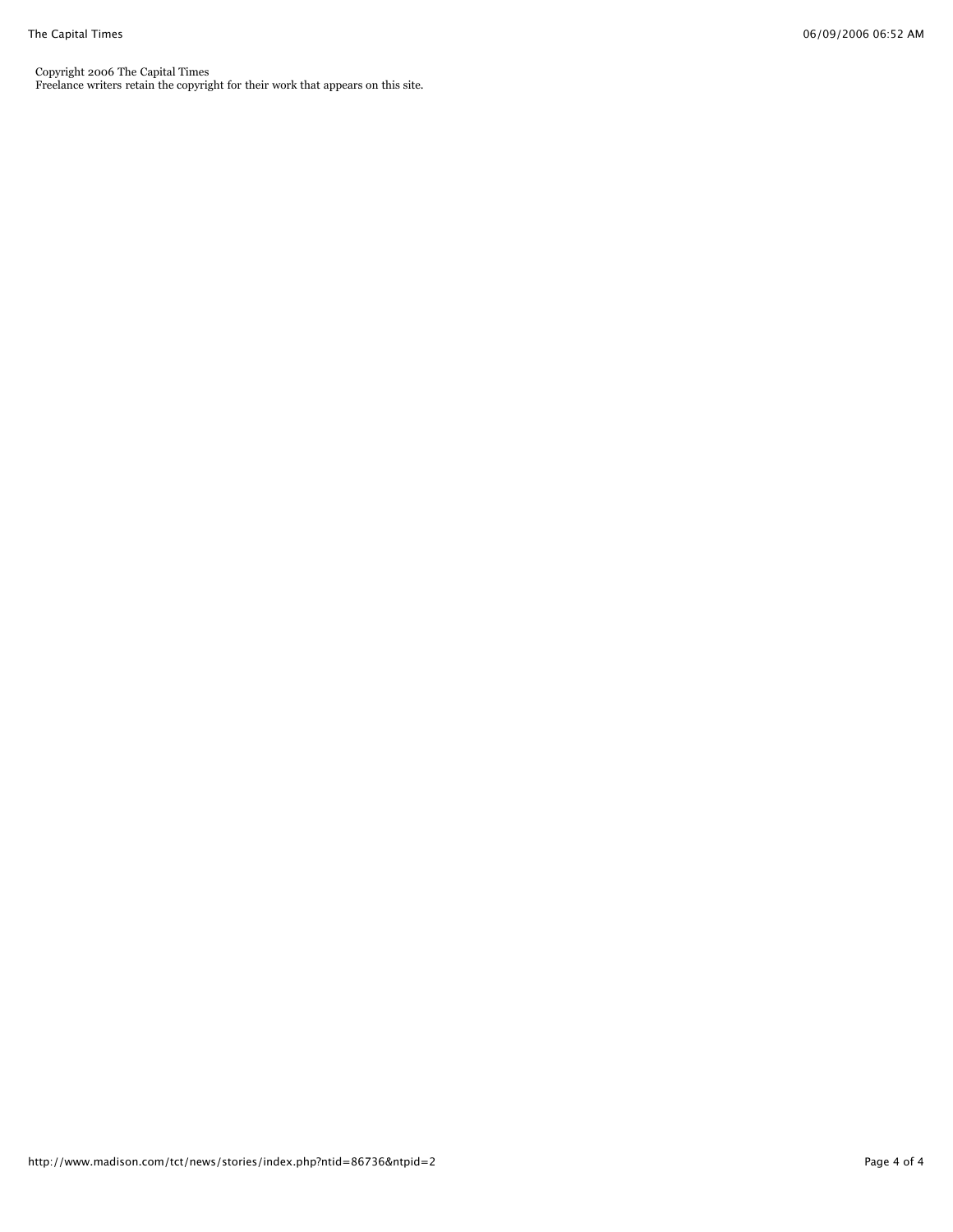Copyright 2006 The Capital Times
Freelance writers retain the copyright for their work that appears on this site.